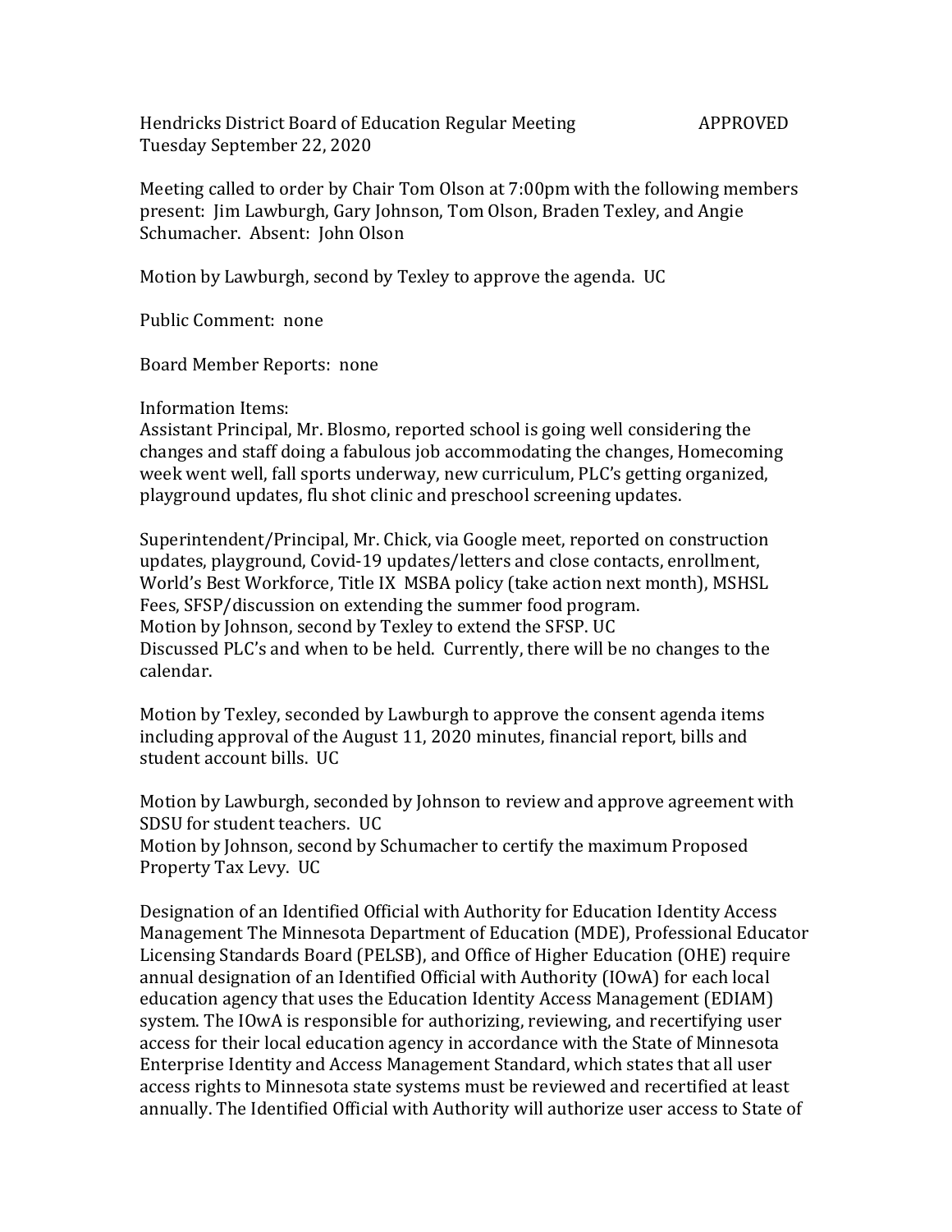Hendricks District Board of Education Regular Meeting APPROVED
Tuesday September 22, 2020

Meeting called to order by Chair Tom Olson at 7:00pm with the following members present: Jim Lawburgh, Gary Johnson, Tom Olson, Braden Texley, and Angie Schumacher. Absent: John Olson

Motion by Lawburgh, second by Texley to approve the agenda. UC

Public Comment: none

Board Member Reports: none

Information Items:
Assistant Principal, Mr. Blosmo, reported school is going well considering the changes and staff doing a fabulous job accommodating the changes, Homecoming week went well, fall sports underway, new curriculum, PLC's getting organized, playground updates, flu shot clinic and preschool screening updates.

Superintendent/Principal, Mr. Chick, via Google meet, reported on construction updates, playground, Covid-19 updates/letters and close contacts, enrollment, World's Best Workforce, Title IX MSBA policy (take action next month), MSHSL Fees, SFSP/discussion on extending the summer food program.
Motion by Johnson, second by Texley to extend the SFSP. UC
Discussed PLC's and when to be held. Currently, there will be no changes to the calendar.

Motion by Texley, seconded by Lawburgh to approve the consent agenda items including approval of the August 11, 2020 minutes, financial report, bills and student account bills. UC

Motion by Lawburgh, seconded by Johnson to review and approve agreement with SDSU for student teachers. UC
Motion by Johnson, second by Schumacher to certify the maximum Proposed Property Tax Levy. UC

Designation of an Identified Official with Authority for Education Identity Access Management The Minnesota Department of Education (MDE), Professional Educator Licensing Standards Board (PELSB), and Office of Higher Education (OHE) require annual designation of an Identified Official with Authority (IOwA) for each local education agency that uses the Education Identity Access Management (EDIAM) system. The IOwA is responsible for authorizing, reviewing, and recertifying user access for their local education agency in accordance with the State of Minnesota Enterprise Identity and Access Management Standard, which states that all user access rights to Minnesota state systems must be reviewed and recertified at least annually. The Identified Official with Authority will authorize user access to State of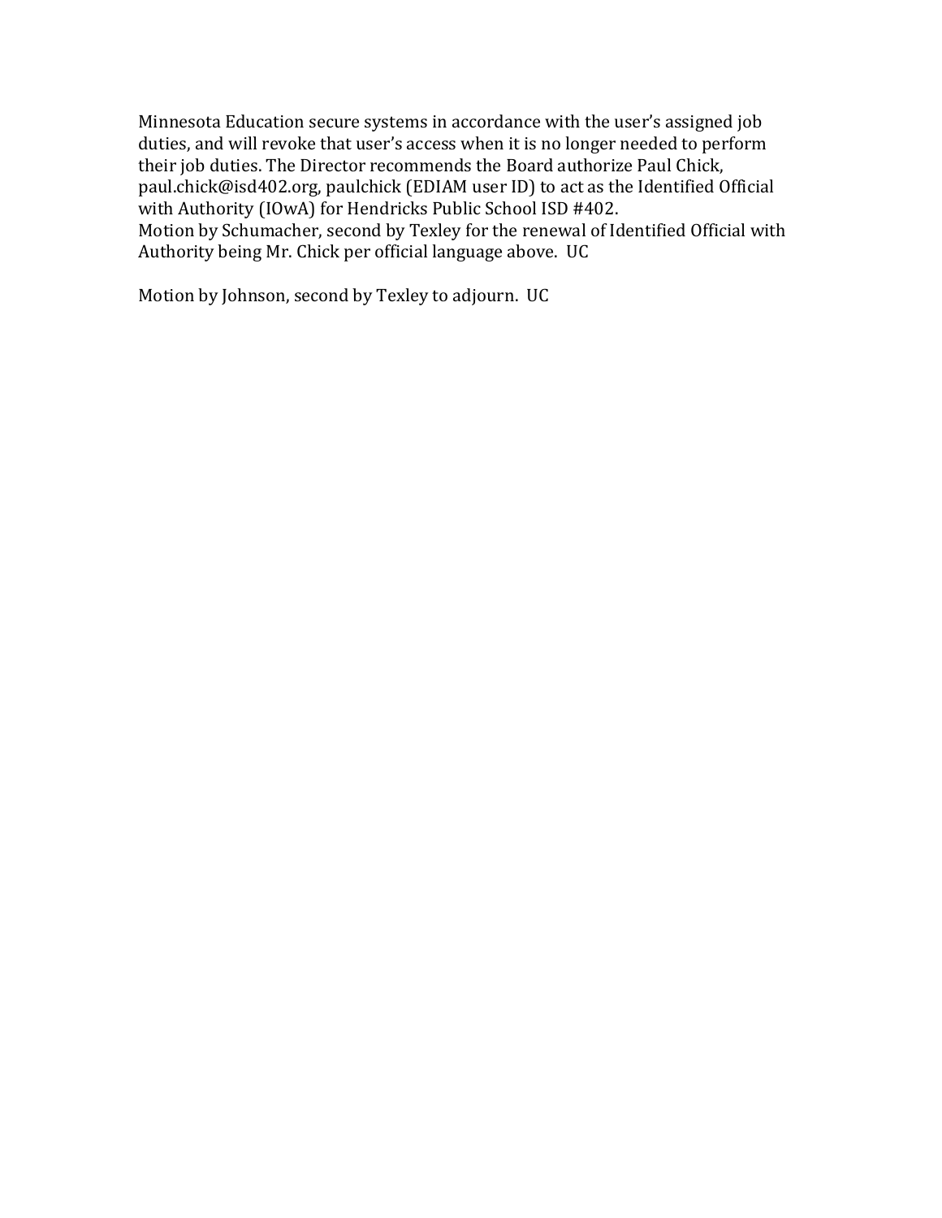Minnesota Education secure systems in accordance with the user's assigned job duties, and will revoke that user's access when it is no longer needed to perform their job duties. The Director recommends the Board authorize Paul Chick, paul.chick@isd402.org, paulchick (EDIAM user ID) to act as the Identified Official with Authority (IOwA) for Hendricks Public School ISD #402.
Motion by Schumacher, second by Texley for the renewal of Identified Official with Authority being Mr. Chick per official language above. UC

Motion by Johnson, second by Texley to adjourn. UC